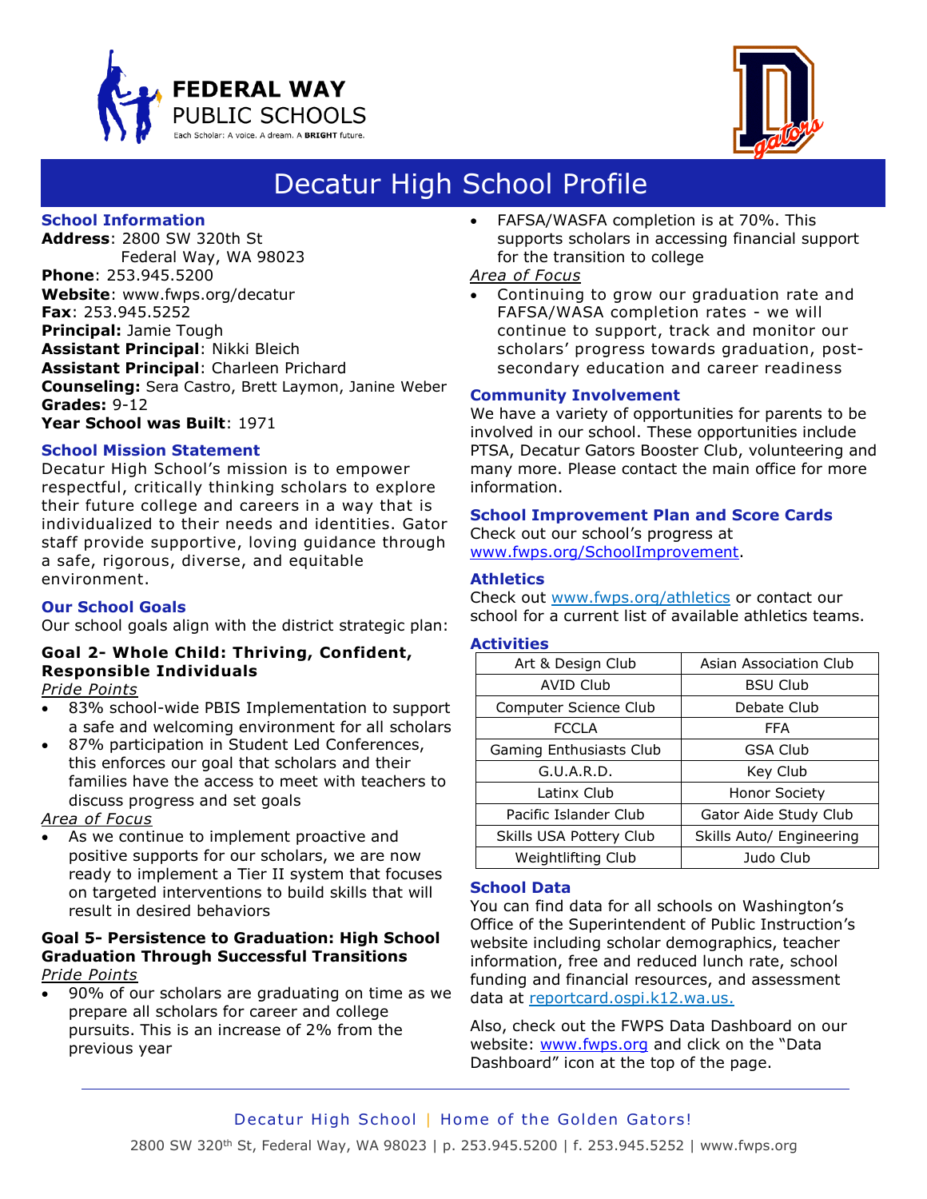# Decatur High School Profile

## School Information

**Address**: 2800 SW 320th St
Federal Way, WA 98023
**Phone**: 253.945.5200
**Website**: www.fwps.org/decatur
**Fax**: 253.945.5252
**Principal:** Jamie Tough
**Assistant Principal**: Nikki Bleich
**Assistant Principal**: Charleen Prichard
**Counseling:** Sera Castro, Brett Laymon, Janine Weber
**Grades:** 9-12
**Year School was Built**: 1971

## School Mission Statement

Decatur High School's mission is to empower respectful, critically thinking scholars to explore their future college and careers in a way that is individualized to their needs and identities. Gator staff provide supportive, loving guidance through a safe, rigorous, diverse, and equitable environment.

## Our School Goals

Our school goals align with the district strategic plan:

### Goal 2- Whole Child: Thriving, Confident, Responsible Individuals

*Pride Points*

- 83% school-wide PBIS Implementation to support a safe and welcoming environment for all scholars
- 87% participation in Student Led Conferences, this enforces our goal that scholars and their families have the access to meet with teachers to discuss progress and set goals

*Area of Focus*

- As we continue to implement proactive and positive supports for our scholars, we are now ready to implement a Tier II system that focuses on targeted interventions to build skills that will result in desired behaviors

### Goal 5- Persistence to Graduation: High School Graduation Through Successful Transitions

*Pride Points*

- 90% of our scholars are graduating on time as we prepare all scholars for career and college pursuits. This is an increase of 2% from the previous year
- FAFSA/WASFA completion is at 70%. This supports scholars in accessing financial support for the transition to college

*Area of Focus*

- Continuing to grow our graduation rate and FAFSA/WASA completion rates - we will continue to support, track and monitor our scholars' progress towards graduation, post-secondary education and career readiness

## Community Involvement

We have a variety of opportunities for parents to be involved in our school. These opportunities include PTSA, Decatur Gators Booster Club, volunteering and many more. Please contact the main office for more information.

## School Improvement Plan and Score Cards

Check out our school's progress at www.fwps.org/SchoolImprovement.

## Athletics

Check out www.fwps.org/athletics or contact our school for a current list of available athletics teams.

## Activities

| | |
|---|---|
| Art & Design Club | Asian Association Club |
| AVID Club | BSU Club |
| Computer Science Club | Debate Club |
| FCCLA | FFA |
| Gaming Enthusiasts Club | GSA Club |
| G.U.A.R.D. | Key Club |
| Latinx Club | Honor Society |
| Pacific Islander Club | Gator Aide Study Club |
| Skills USA Pottery Club | Skills Auto/ Engineering |
| Weightlifting Club | Judo Club |

## School Data

You can find data for all schools on Washington's Office of the Superintendent of Public Instruction's website including scholar demographics, teacher information, free and reduced lunch rate, school funding and financial resources, and assessment data at reportcard.ospi.k12.wa.us.

Also, check out the FWPS Data Dashboard on our website: www.fwps.org and click on the "Data Dashboard" icon at the top of the page.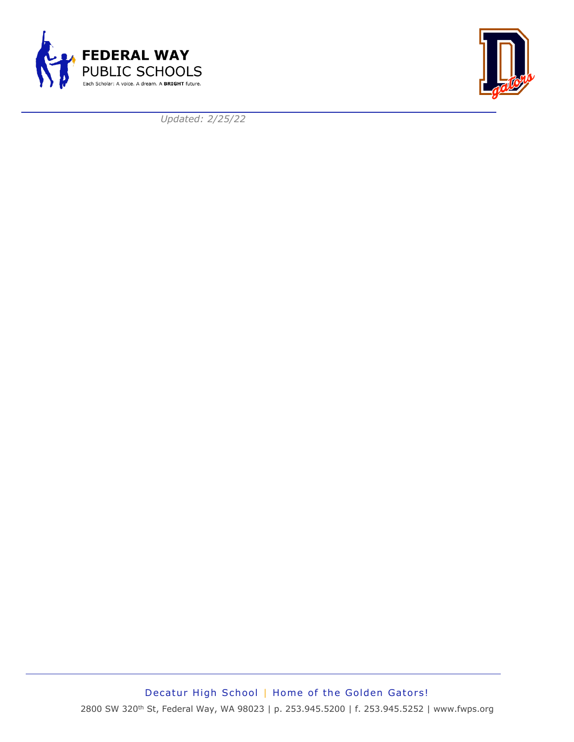*Updated: 2/25/22*